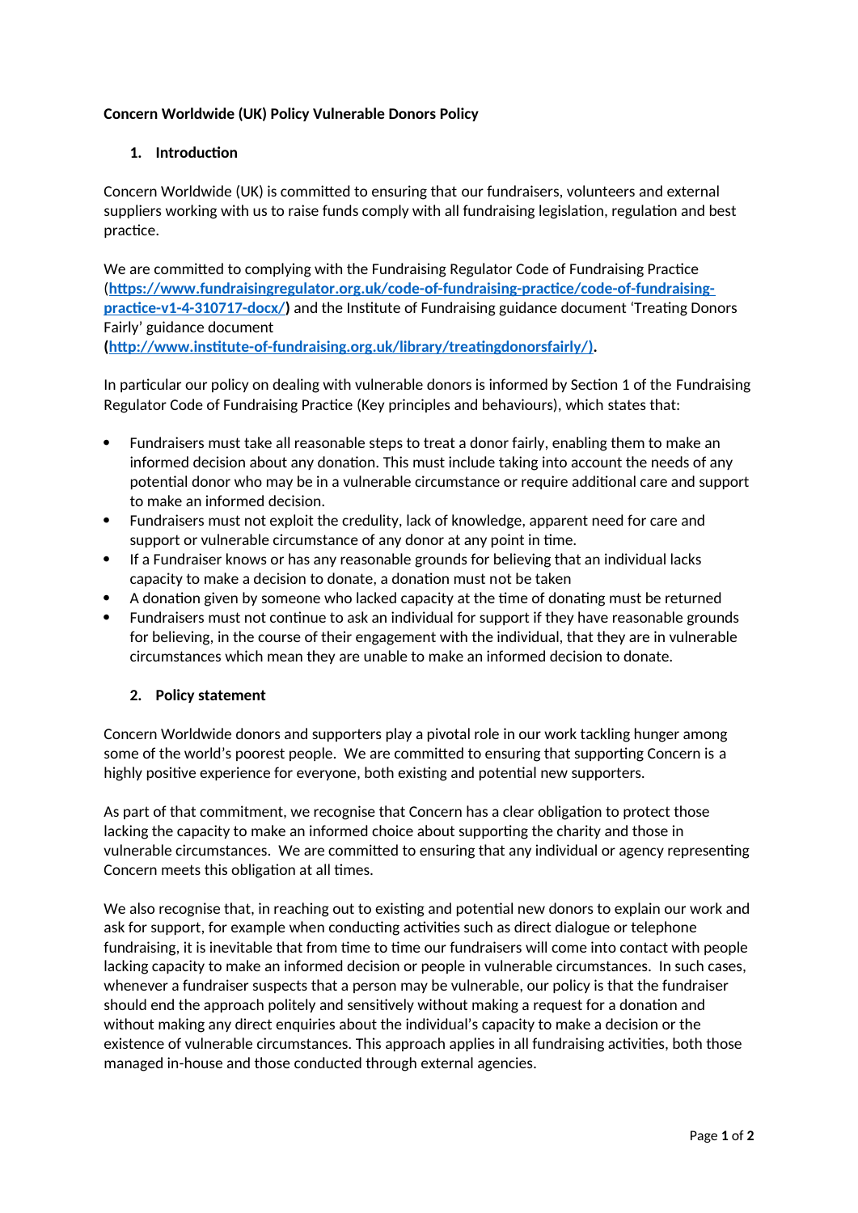**Concern Worldwide (UK) Policy Vulnerable Donors Policy**

## 1. Introduction

Concern Worldwide (UK) is committed to ensuring that our fundraisers, volunteers and external suppliers working with us to raise funds comply with all fundraising legislation, regulation and best practice.

We are committed to complying with the Fundraising Regulator Code of Fundraising Practice (**[https://www.fundraisingregulator.org.uk/code-of-fundraising-practice/code-of-fundraising-practice-v1-4-310717-docx/](https://www.fundraisingregulator.org.uk/code-of-fundraising-practice/code-of-fundraising-practice-v1-4-310717-docx/)**) and the Institute of Fundraising guidance document 'Treating Donors Fairly' guidance document (**[http://www.institute-of-fundraising.org.uk/library/treatingdonorsfairly/](http://www.institute-of-fundraising.org.uk/library/treatingdonorsfairly/)**).

In particular our policy on dealing with vulnerable donors is informed by Section 1 of the Fundraising Regulator Code of Fundraising Practice (Key principles and behaviours), which states that:

- Fundraisers must take all reasonable steps to treat a donor fairly, enabling them to make an informed decision about any donation. This must include taking into account the needs of any potential donor who may be in a vulnerable circumstance or require additional care and support to make an informed decision.
- Fundraisers must not exploit the credulity, lack of knowledge, apparent need for care and support or vulnerable circumstance of any donor at any point in time.
- If a Fundraiser knows or has any reasonable grounds for believing that an individual lacks capacity to make a decision to donate, a donation must not be taken
- A donation given by someone who lacked capacity at the time of donating must be returned
- Fundraisers must not continue to ask an individual for support if they have reasonable grounds for believing, in the course of their engagement with the individual, that they are in vulnerable circumstances which mean they are unable to make an informed decision to donate.

## 2. Policy statement

Concern Worldwide donors and supporters play a pivotal role in our work tackling hunger among some of the world's poorest people. We are committed to ensuring that supporting Concern is a highly positive experience for everyone, both existing and potential new supporters.

As part of that commitment, we recognise that Concern has a clear obligation to protect those lacking the capacity to make an informed choice about supporting the charity and those in vulnerable circumstances. We are committed to ensuring that any individual or agency representing Concern meets this obligation at all times.

We also recognise that, in reaching out to existing and potential new donors to explain our work and ask for support, for example when conducting activities such as direct dialogue or telephone fundraising, it is inevitable that from time to time our fundraisers will come into contact with people lacking capacity to make an informed decision or people in vulnerable circumstances. In such cases, whenever a fundraiser suspects that a person may be vulnerable, our policy is that the fundraiser should end the approach politely and sensitively without making a request for a donation and without making any direct enquiries about the individual's capacity to make a decision or the existence of vulnerable circumstances. This approach applies in all fundraising activities, both those managed in-house and those conducted through external agencies.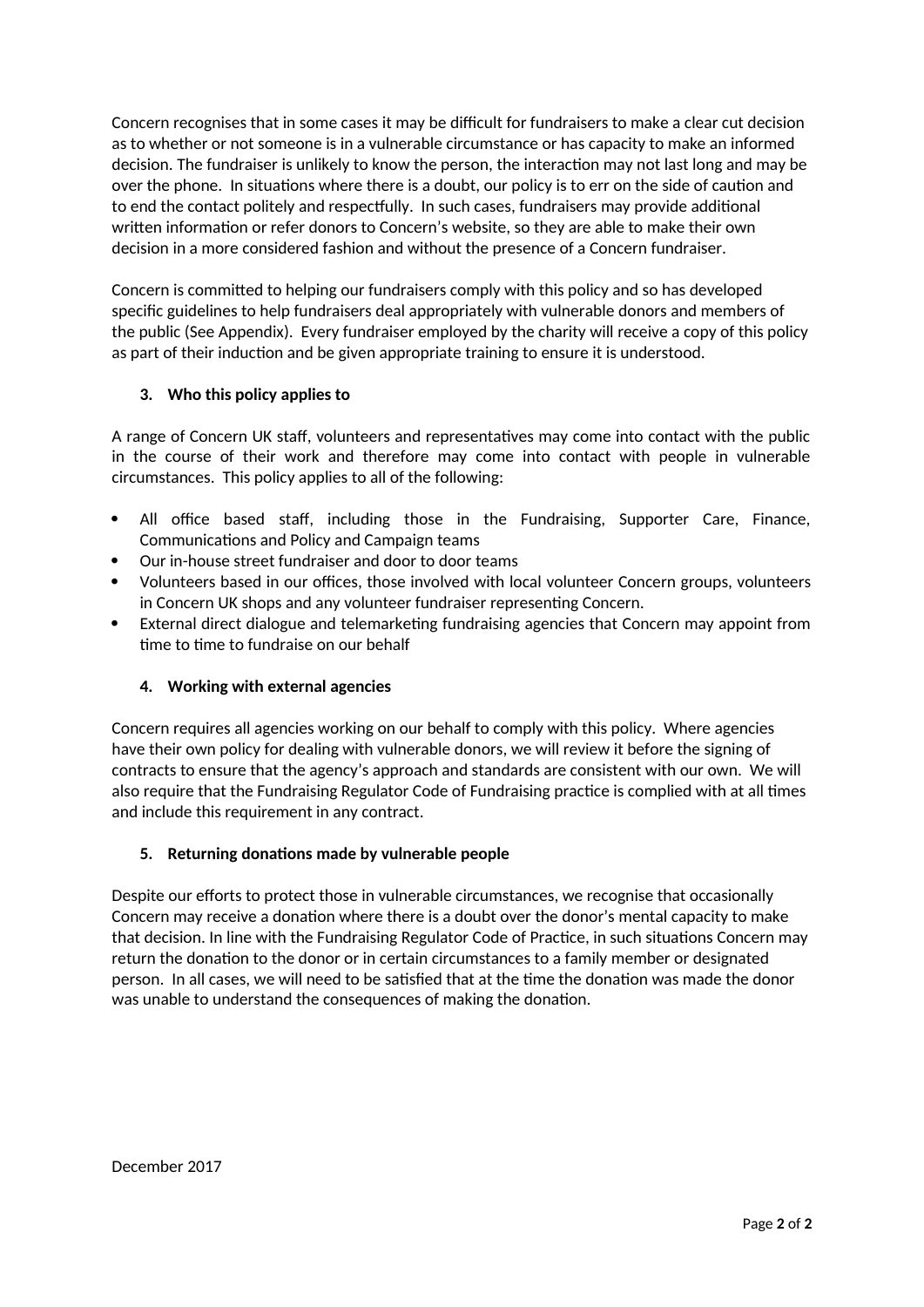Concern recognises that in some cases it may be difficult for fundraisers to make a clear cut decision as to whether or not someone is in a vulnerable circumstance or has capacity to make an informed decision. The fundraiser is unlikely to know the person, the interaction may not last long and may be over the phone. In situations where there is a doubt, our policy is to err on the side of caution and to end the contact politely and respectfully. In such cases, fundraisers may provide additional written information or refer donors to Concern's website, so they are able to make their own decision in a more considered fashion and without the presence of a Concern fundraiser.

Concern is committed to helping our fundraisers comply with this policy and so has developed specific guidelines to help fundraisers deal appropriately with vulnerable donors and members of the public (See Appendix). Every fundraiser employed by the charity will receive a copy of this policy as part of their induction and be given appropriate training to ensure it is understood.

## 3. Who this policy applies to

A range of Concern UK staff, volunteers and representatives may come into contact with the public in the course of their work and therefore may come into contact with people in vulnerable circumstances. This policy applies to all of the following:

- All office based staff, including those in the Fundraising, Supporter Care, Finance, Communications and Policy and Campaign teams
- Our in-house street fundraiser and door to door teams
- Volunteers based in our offices, those involved with local volunteer Concern groups, volunteers in Concern UK shops and any volunteer fundraiser representing Concern.
- External direct dialogue and telemarketing fundraising agencies that Concern may appoint from time to time to fundraise on our behalf

## 4. Working with external agencies

Concern requires all agencies working on our behalf to comply with this policy. Where agencies have their own policy for dealing with vulnerable donors, we will review it before the signing of contracts to ensure that the agency's approach and standards are consistent with our own. We will also require that the Fundraising Regulator Code of Fundraising practice is complied with at all times and include this requirement in any contract.

## 5. Returning donations made by vulnerable people

Despite our efforts to protect those in vulnerable circumstances, we recognise that occasionally Concern may receive a donation where there is a doubt over the donor's mental capacity to make that decision. In line with the Fundraising Regulator Code of Practice, in such situations Concern may return the donation to the donor or in certain circumstances to a family member or designated person. In all cases, we will need to be satisfied that at the time the donation was made the donor was unable to understand the consequences of making the donation.

December 2017